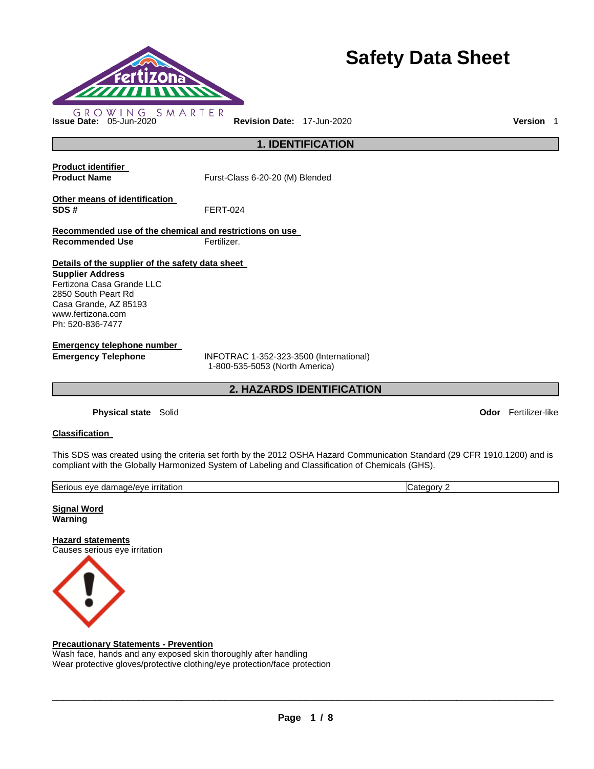# Safety Data Sheet

GROWING SMARTER

**Issue Date:** 05-Jun-2020 **Revision Date:** 17-Jun-2020 **Version** 1

## 1. IDENTIFICATION

**Product identifier**

**Product Name** Furst-Class 6-20-20 (M) Blended

**Other means of identification**

**SDS #** FERT-024

**Recommended use of the chemical and restrictions on use**

**Recommended Use** Fertilizer.

**Details of the supplier of the safety data sheet**

**Supplier Address**
Fertizona Casa Grande LLC
2850 South Peart Rd
Casa Grande, AZ 85193
www.fertizona.com
Ph: 520-836-7477

**Emergency telephone number**

**Emergency Telephone** INFOTRAC 1-352-323-3500 (International)
1-800-535-5053 (North America)

## 2. HAZARDS IDENTIFICATION

**Physical state** Solid **Odor** Fertilizer-like

**Classification**

This SDS was created using the criteria set forth by the 2012 OSHA Hazard Communication Standard (29 CFR 1910.1200) and is compliant with the Globally Harmonized System of Labeling and Classification of Chemicals (GHS).

| | |
|---|---|
| Serious eye damage/eye irritation | Category 2 |

**Signal Word**
**Warning**

**Hazard statements**
Causes serious eye irritation

**Precautionary Statements - Prevention**
Wash face, hands and any exposed skin thoroughly after handling
Wear protective gloves/protective clothing/eye protection/face protection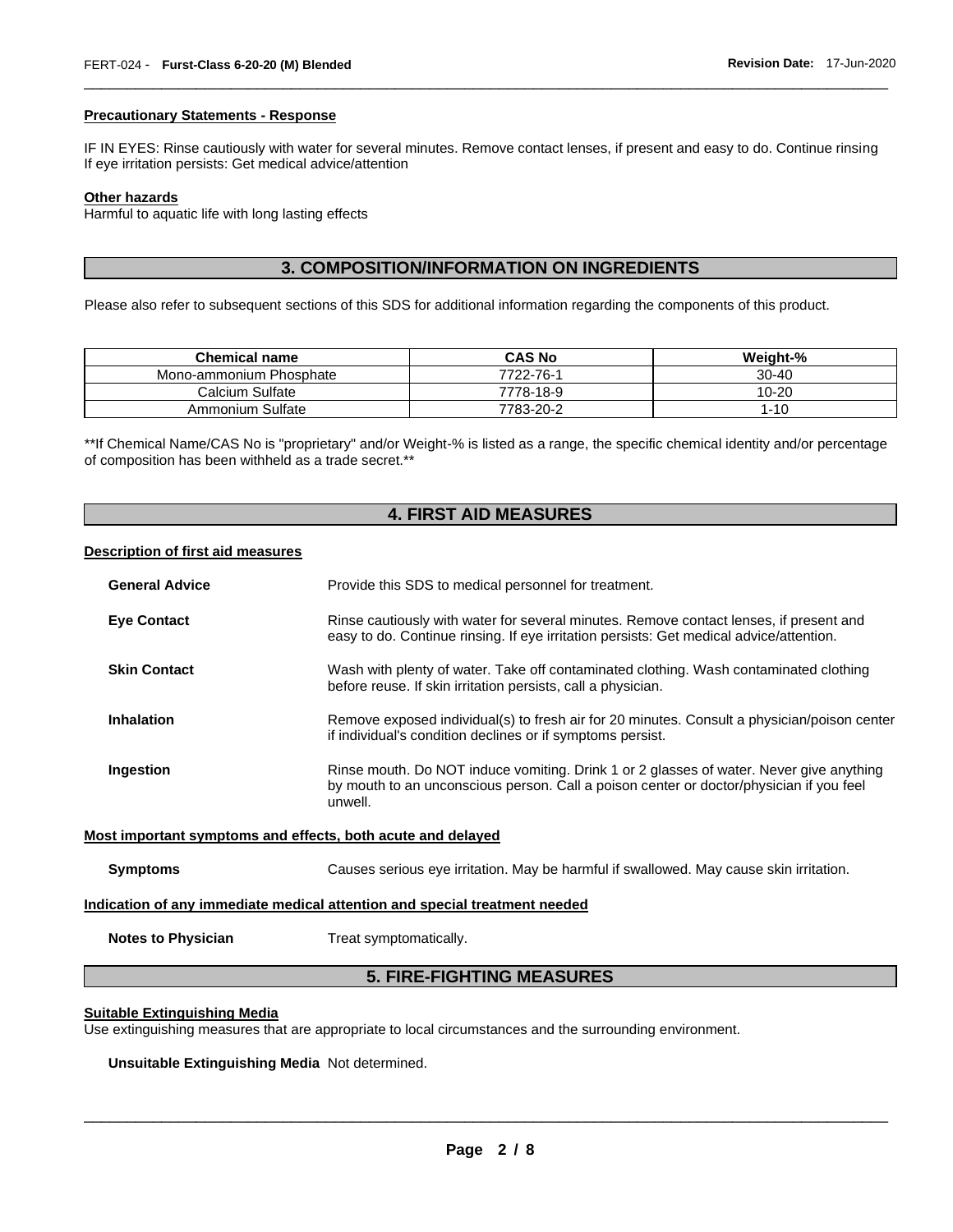#### Precautionary Statements - Response

IF IN EYES: Rinse cautiously with water for several minutes. Remove contact lenses, if present and easy to do. Continue rinsing
If eye irritation persists: Get medical advice/attention

#### Other hazards

Harmful to aquatic life with long lasting effects

## 3. COMPOSITION/INFORMATION ON INGREDIENTS

Please also refer to subsequent sections of this SDS for additional information regarding the components of this product.

| Chemical name | CAS No | Weight-% |
|---|---|---|
| Mono-ammonium Phosphate | 7722-76-1 | 30-40 |
| Calcium Sulfate | 7778-18-9 | 10-20 |
| Ammonium Sulfate | 7783-20-2 | 1-10 |

**If Chemical Name/CAS No is "proprietary" and/or Weight-% is listed as a range, the specific chemical identity and/or percentage of composition has been withheld as a trade secret.**

## 4. FIRST AID MEASURES

#### Description of first aid measures

**General Advice** Provide this SDS to medical personnel for treatment.

**Eye Contact** Rinse cautiously with water for several minutes. Remove contact lenses, if present and easy to do. Continue rinsing. If eye irritation persists: Get medical advice/attention.

**Skin Contact** Wash with plenty of water. Take off contaminated clothing. Wash contaminated clothing before reuse. If skin irritation persists, call a physician.

**Inhalation** Remove exposed individual(s) to fresh air for 20 minutes. Consult a physician/poison center if individual's condition declines or if symptoms persist.

**Ingestion** Rinse mouth. Do NOT induce vomiting. Drink 1 or 2 glasses of water. Never give anything by mouth to an unconscious person. Call a poison center or doctor/physician if you feel unwell.

#### Most important symptoms and effects, both acute and delayed

**Symptoms** Causes serious eye irritation. May be harmful if swallowed. May cause skin irritation.

#### Indication of any immediate medical attention and special treatment needed

**Notes to Physician** Treat symptomatically.

## 5. FIRE-FIGHTING MEASURES

#### Suitable Extinguishing Media

Use extinguishing measures that are appropriate to local circumstances and the surrounding environment.

**Unsuitable Extinguishing Media** Not determined.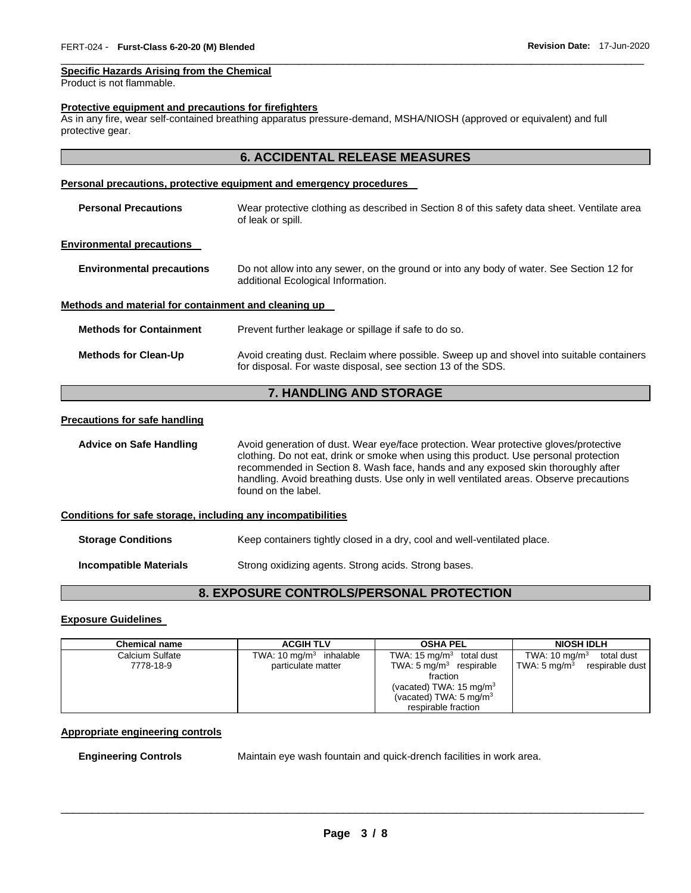**Specific Hazards Arising from the Chemical**

Product is not flammable.

**Protective equipment and precautions for firefighters**

As in any fire, wear self-contained breathing apparatus pressure-demand, MSHA/NIOSH (approved or equivalent) and full protective gear.

## 6. ACCIDENTAL RELEASE MEASURES

**Personal precautions, protective equipment and emergency procedures**

**Personal Precautions** Wear protective clothing as described in Section 8 of this safety data sheet. Ventilate area of leak or spill.

**Environmental precautions**

**Environmental precautions** Do not allow into any sewer, on the ground or into any body of water. See Section 12 for additional Ecological Information.

**Methods and material for containment and cleaning up**

**Methods for Containment** Prevent further leakage or spillage if safe to do so.

**Methods for Clean-Up** Avoid creating dust. Reclaim where possible. Sweep up and shovel into suitable containers for disposal. For waste disposal, see section 13 of the SDS.

## 7. HANDLING AND STORAGE

**Precautions for safe handling**

**Advice on Safe Handling** Avoid generation of dust. Wear eye/face protection. Wear protective gloves/protective clothing. Do not eat, drink or smoke when using this product. Use personal protection recommended in Section 8. Wash face, hands and any exposed skin thoroughly after handling. Avoid breathing dusts. Use only in well ventilated areas. Observe precautions found on the label.

**Conditions for safe storage, including any incompatibilities**

**Storage Conditions** Keep containers tightly closed in a dry, cool and well-ventilated place.

**Incompatible Materials** Strong oxidizing agents. Strong acids. Strong bases.

## 8. EXPOSURE CONTROLS/PERSONAL PROTECTION

**Exposure Guidelines**

| Chemical name | ACGIH TLV | OSHA PEL | NIOSH IDLH |
|---|---|---|---|
| Calcium Sulfate 7778-18-9 | TWA: 10 mg/m$^3$ inhalable particulate matter | TWA: 15 mg/m$^3$ total dust TWA: 5 mg/m$^3$ respirable fraction (vacated) TWA: 15 mg/m$^3$ (vacated) TWA: 5 mg/m$^3$ respirable fraction | TWA: 10 mg/m$^3$ total dust TWA: 5 mg/m$^3$ respirable dust |

**Appropriate engineering controls**

**Engineering Controls** Maintain eye wash fountain and quick-drench facilities in work area.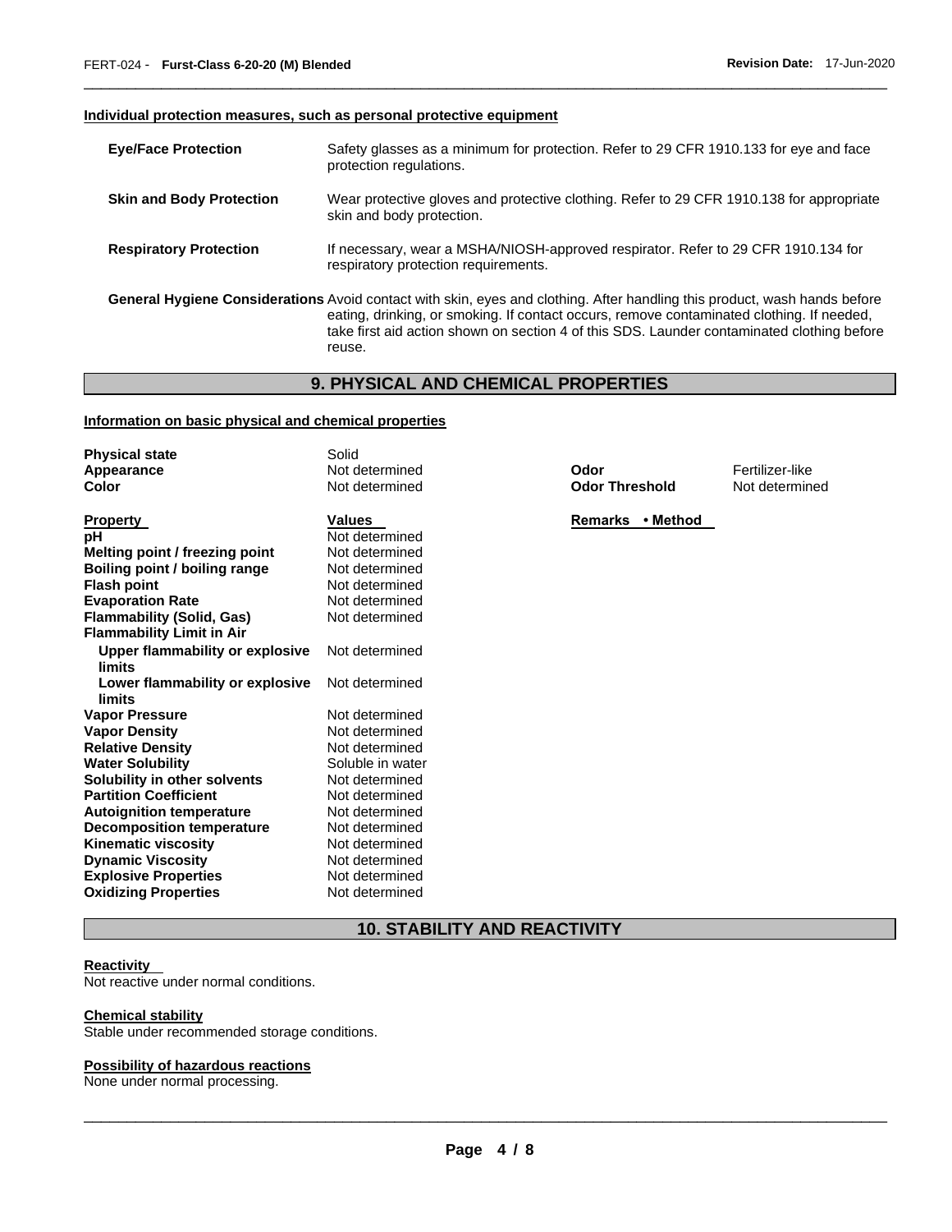#### Individual protection measures, such as personal protective equipment

| | |
|---|---|
| **Eye/Face Protection** | Safety glasses as a minimum for protection. Refer to 29 CFR 1910.133 for eye and face protection regulations. |
| **Skin and Body Protection** | Wear protective gloves and protective clothing. Refer to 29 CFR 1910.138 for appropriate skin and body protection. |
| **Respiratory Protection** | If necessary, wear a MSHA/NIOSH-approved respirator. Refer to 29 CFR 1910.134 for respiratory protection requirements. |
| **General Hygiene Considerations** | Avoid contact with skin, eyes and clothing. After handling this product, wash hands before eating, drinking, or smoking. If contact occurs, remove contaminated clothing. If needed, take first aid action shown on section 4 of this SDS. Launder contaminated clothing before reuse. |

## 9. PHYSICAL AND CHEMICAL PROPERTIES

#### Information on basic physical and chemical properties

| | | | |
|---|---|---|---|
| **Physical state** | Solid | | |
| **Appearance** | Not determined | **Odor** | Fertilizer-like |
| **Color** | Not determined | **Odor Threshold** | Not determined |

| **Property** | **Values** | **Remarks • Method** |
|---|---|---|
| **pH** | Not determined | |
| **Melting point / freezing point** | Not determined | |
| **Boiling point / boiling range** | Not determined | |
| **Flash point** | Not determined | |
| **Evaporation Rate** | Not determined | |
| **Flammability (Solid, Gas)** | Not determined | |
| **Flammability Limit in Air** | | |
| **Upper flammability or explosive limits** | Not determined | |
| **Lower flammability or explosive limits** | Not determined | |
| **Vapor Pressure** | Not determined | |
| **Vapor Density** | Not determined | |
| **Relative Density** | Not determined | |
| **Water Solubility** | Soluble in water | |
| **Solubility in other solvents** | Not determined | |
| **Partition Coefficient** | Not determined | |
| **Autoignition temperature** | Not determined | |
| **Decomposition temperature** | Not determined | |
| **Kinematic viscosity** | Not determined | |
| **Dynamic Viscosity** | Not determined | |
| **Explosive Properties** | Not determined | |
| **Oxidizing Properties** | Not determined | |

## 10. STABILITY AND REACTIVITY

#### Reactivity
Not reactive under normal conditions.

#### Chemical stability
Stable under recommended storage conditions.

#### Possibility of hazardous reactions
None under normal processing.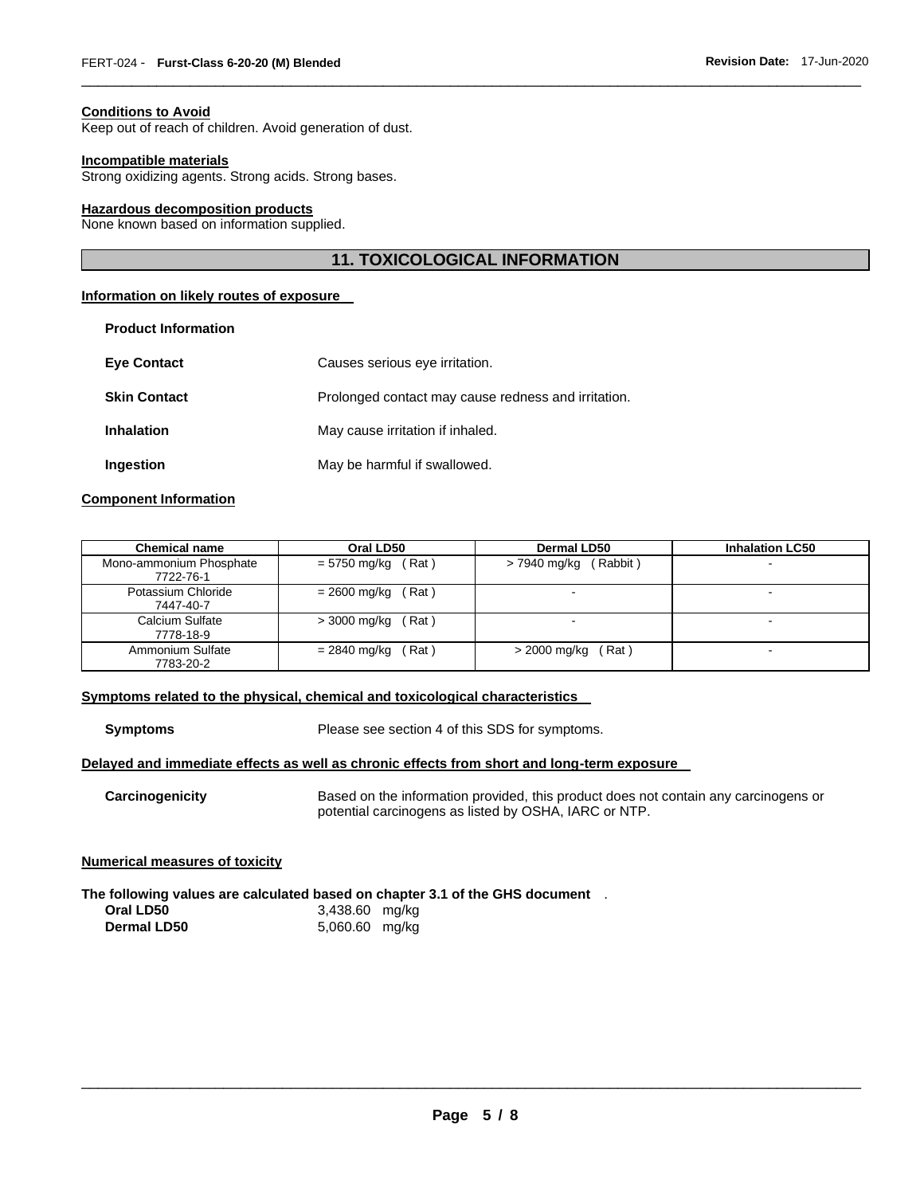#### Conditions to Avoid

Keep out of reach of children. Avoid generation of dust.

#### Incompatible materials

Strong oxidizing agents. Strong acids. Strong bases.

#### Hazardous decomposition products

None known based on information supplied.

## 11. TOXICOLOGICAL INFORMATION

#### Information on likely routes of exposure

**Product Information**

**Eye Contact** Causes serious eye irritation.

**Skin Contact** Prolonged contact may cause redness and irritation.

**Inhalation** May cause irritation if inhaled.

**Ingestion** May be harmful if swallowed.

#### Component Information

| Chemical name | Oral LD50 | Dermal LD50 | Inhalation LC50 |
|---|---|---|---|
| Mono-ammonium Phosphate 7722-76-1 | = 5750 mg/kg ( Rat ) | > 7940 mg/kg ( Rabbit ) | - |
| Potassium Chloride 7447-40-7 | = 2600 mg/kg ( Rat ) | - | - |
| Calcium Sulfate 7778-18-9 | > 3000 mg/kg ( Rat ) | - | - |
| Ammonium Sulfate 7783-20-2 | = 2840 mg/kg ( Rat ) | > 2000 mg/kg ( Rat ) | - |

#### Symptoms related to the physical, chemical and toxicological characteristics

**Symptoms** Please see section 4 of this SDS for symptoms.

#### Delayed and immediate effects as well as chronic effects from short and long-term exposure

**Carcinogenicity** Based on the information provided, this product does not contain any carcinogens or potential carcinogens as listed by OSHA, IARC or NTP.

#### Numerical measures of toxicity

**The following values are calculated based on chapter 3.1 of the GHS document** .

**Oral LD50** 3,438.60 mg/kg
**Dermal LD50** 5,060.60 mg/kg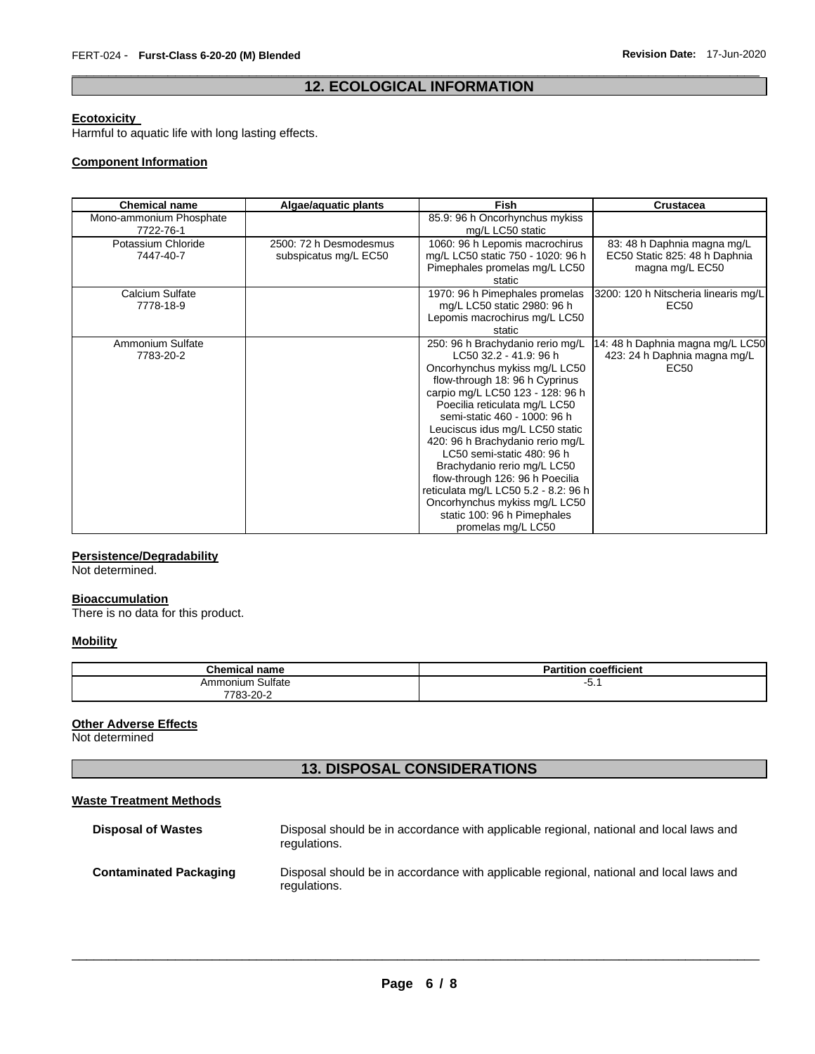## 12. ECOLOGICAL INFORMATION

**Ecotoxicity**

Harmful to aquatic life with long lasting effects.

**Component Information**

| Chemical name | Algae/aquatic plants | Fish | Crustacea |
|---|---|---|---|
| Mono-ammonium Phosphate 7722-76-1 | | 85.9: 96 h Oncorhynchus mykiss mg/L LC50 static | |
| Potassium Chloride 7447-40-7 | 2500: 72 h Desmodesmus subspicatus mg/L EC50 | 1060: 96 h Lepomis macrochirus mg/L LC50 static 750 - 1020: 96 h Pimephales promelas mg/L LC50 static | 83: 48 h Daphnia magna mg/L EC50 Static 825: 48 h Daphnia magna mg/L EC50 |
| Calcium Sulfate 7778-18-9 | | 1970: 96 h Pimephales promelas mg/L LC50 static 2980: 96 h Lepomis macrochirus mg/L LC50 static | 3200: 120 h Nitscheria linearis mg/L EC50 |
| Ammonium Sulfate 7783-20-2 | | 250: 96 h Brachydanio rerio mg/L LC50 32.2 - 41.9: 96 h Oncorhynchus mykiss mg/L LC50 flow-through 18: 96 h Cyprinus carpio mg/L LC50 123 - 128: 96 h Poecilia reticulata mg/L LC50 semi-static 460 - 1000: 96 h Leuciscus idus mg/L LC50 static 420: 96 h Brachydanio rerio mg/L LC50 semi-static 480: 96 h Brachydanio rerio mg/L LC50 flow-through 126: 96 h Poecilia reticulata mg/L LC50 5.2 - 8.2: 96 h Oncorhynchus mykiss mg/L LC50 static 100: 96 h Pimephales promelas mg/L LC50 | 14: 48 h Daphnia magna mg/L LC50 423: 24 h Daphnia magna mg/L EC50 |

**Persistence/Degradability**

Not determined.

**Bioaccumulation**

There is no data for this product.

**Mobility**

| Chemical name | Partition coefficient |
|---|---|
| Ammonium Sulfate 7783-20-2 | -5.1 |

**Other Adverse Effects**

Not determined

## 13. DISPOSAL CONSIDERATIONS

**Waste Treatment Methods**

**Disposal of Wastes** Disposal should be in accordance with applicable regional, national and local laws and regulations.

**Contaminated Packaging** Disposal should be in accordance with applicable regional, national and local laws and regulations.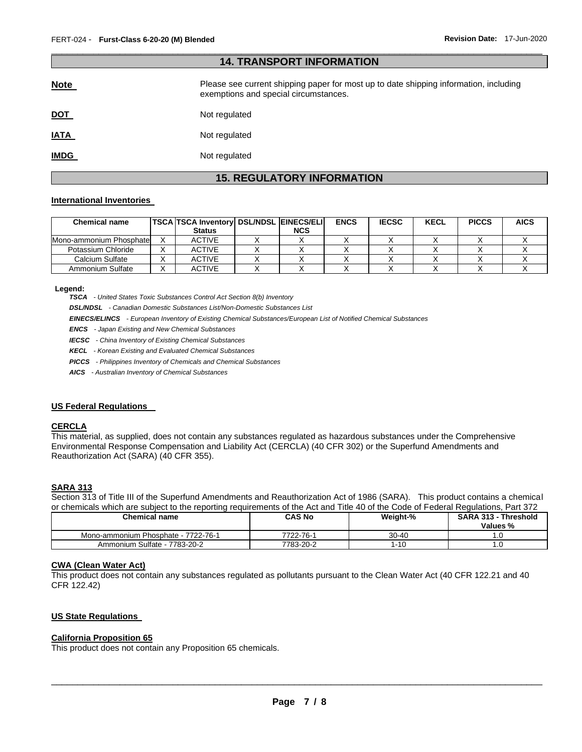## 14. TRANSPORT INFORMATION

**Note** Please see current shipping paper for most up to date shipping information, including exemptions and special circumstances.

**DOT** Not regulated

**IATA** Not regulated

**IMDG** Not regulated

## 15. REGULATORY INFORMATION

### International Inventories

| Chemical name | TSCA | TSCA Inventory Status | DSL/NDSL | EINECS/ELINCS | ENCS | IECSC | KECL | PICCS | AICS |
|---|---|---|---|---|---|---|---|---|---|
| Mono-ammonium Phosphate | X | ACTIVE | X | X | X | X | X | X | X |
| Potassium Chloride | X | ACTIVE | X | X | X | X | X | X | X |
| Calcium Sulfate | X | ACTIVE | X | X | X | X | X | X | X |
| Ammonium Sulfate | X | ACTIVE | X | X | X | X | X | X | X |

**Legend:**

***TSCA*** *- United States Toxic Substances Control Act Section 8(b) Inventory*

***DSL/NDSL*** *- Canadian Domestic Substances List/Non-Domestic Substances List*

***EINECS/ELINCS*** *- European Inventory of Existing Chemical Substances/European List of Notified Chemical Substances*

***ENCS*** *- Japan Existing and New Chemical Substances*

***IECSC*** *- China Inventory of Existing Chemical Substances*

***KECL*** *- Korean Existing and Evaluated Chemical Substances*

***PICCS*** *- Philippines Inventory of Chemicals and Chemical Substances*

***AICS*** *- Australian Inventory of Chemical Substances*

### US Federal Regulations

#### CERCLA

This material, as supplied, does not contain any substances regulated as hazardous substances under the Comprehensive Environmental Response Compensation and Liability Act (CERCLA) (40 CFR 302) or the Superfund Amendments and Reauthorization Act (SARA) (40 CFR 355).

#### SARA 313

Section 313 of Title III of the Superfund Amendments and Reauthorization Act of 1986 (SARA). This product contains a chemical or chemicals which are subject to the reporting requirements of the Act and Title 40 of the Code of Federal Regulations, Part 372

| Chemical name | CAS No | Weight-% | SARA 313 - Threshold Values % |
|---|---|---|---|
| Mono-ammonium Phosphate - 7722-76-1 | 7722-76-1 | 30-40 | 1.0 |
| Ammonium Sulfate - 7783-20-2 | 7783-20-2 | 1-10 | 1.0 |

#### CWA (Clean Water Act)

This product does not contain any substances regulated as pollutants pursuant to the Clean Water Act (40 CFR 122.21 and 40 CFR 122.42)

### US State Regulations

#### California Proposition 65

This product does not contain any Proposition 65 chemicals.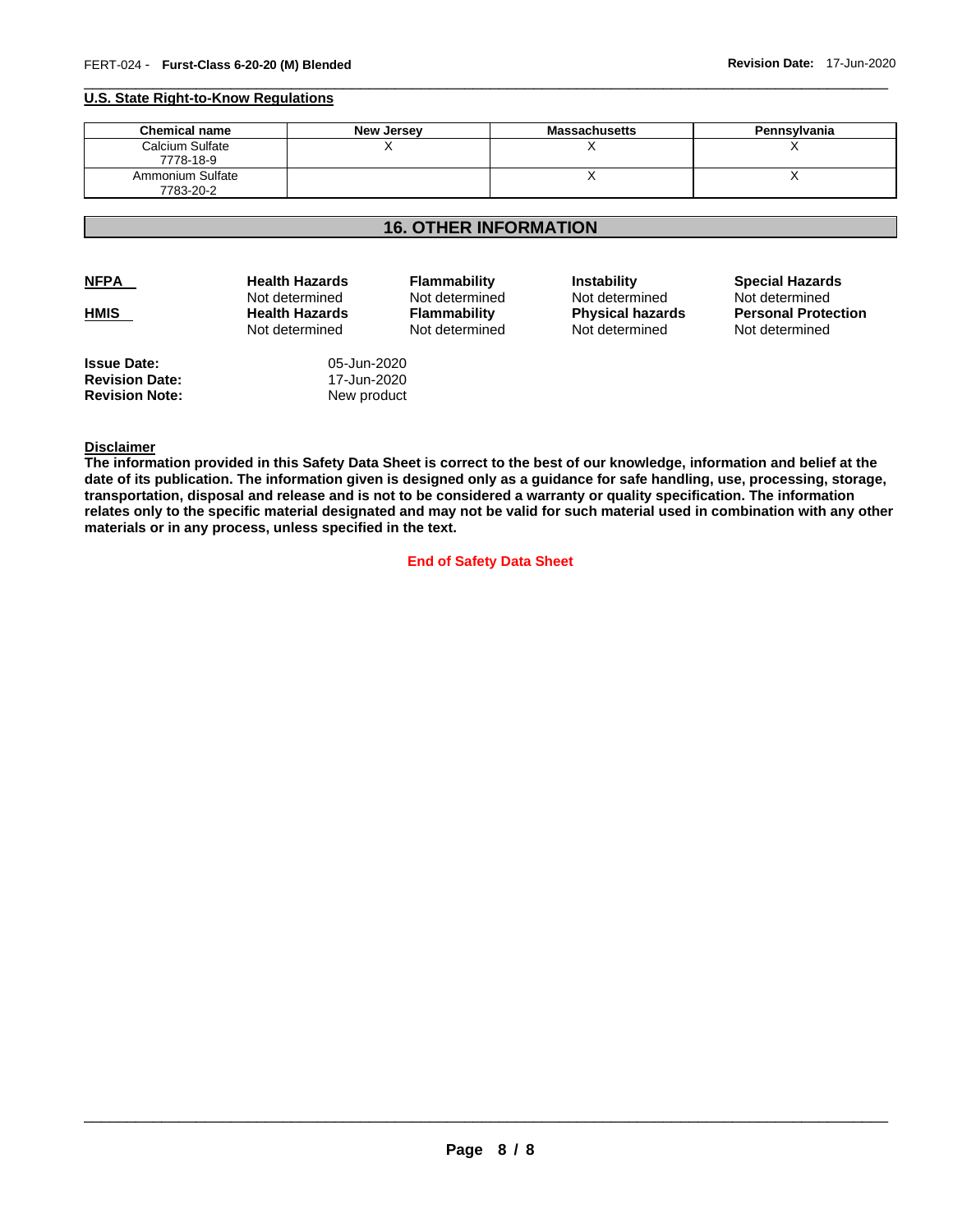**U.S. State Right-to-Know Regulations**

| Chemical name | New Jersey | Massachusetts | Pennsylvania |
|---|---|---|---|
| Calcium Sulfate 7778-18-9 | X | X | X |
| Ammonium Sulfate 7783-20-2 | | X | X |

## 16. OTHER INFORMATION

| | | | | |
|---|---|---|---|---|
| **NFPA** | **Health Hazards** Not determined | **Flammability** Not determined | **Instability** Not determined | **Special Hazards** Not determined |
| **HMIS** | **Health Hazards** Not determined | **Flammability** Not determined | **Physical hazards** Not determined | **Personal Protection** Not determined |

**Issue Date:** 05-Jun-2020
**Revision Date:** 17-Jun-2020
**Revision Note:** New product

**Disclaimer**
**The information provided in this Safety Data Sheet is correct to the best of our knowledge, information and belief at the date of its publication. The information given is designed only as a guidance for safe handling, use, processing, storage, transportation, disposal and release and is not to be considered a warranty or quality specification. The information relates only to the specific material designated and may not be valid for such material used in combination with any other materials or in any process, unless specified in the text.**

**End of Safety Data Sheet**